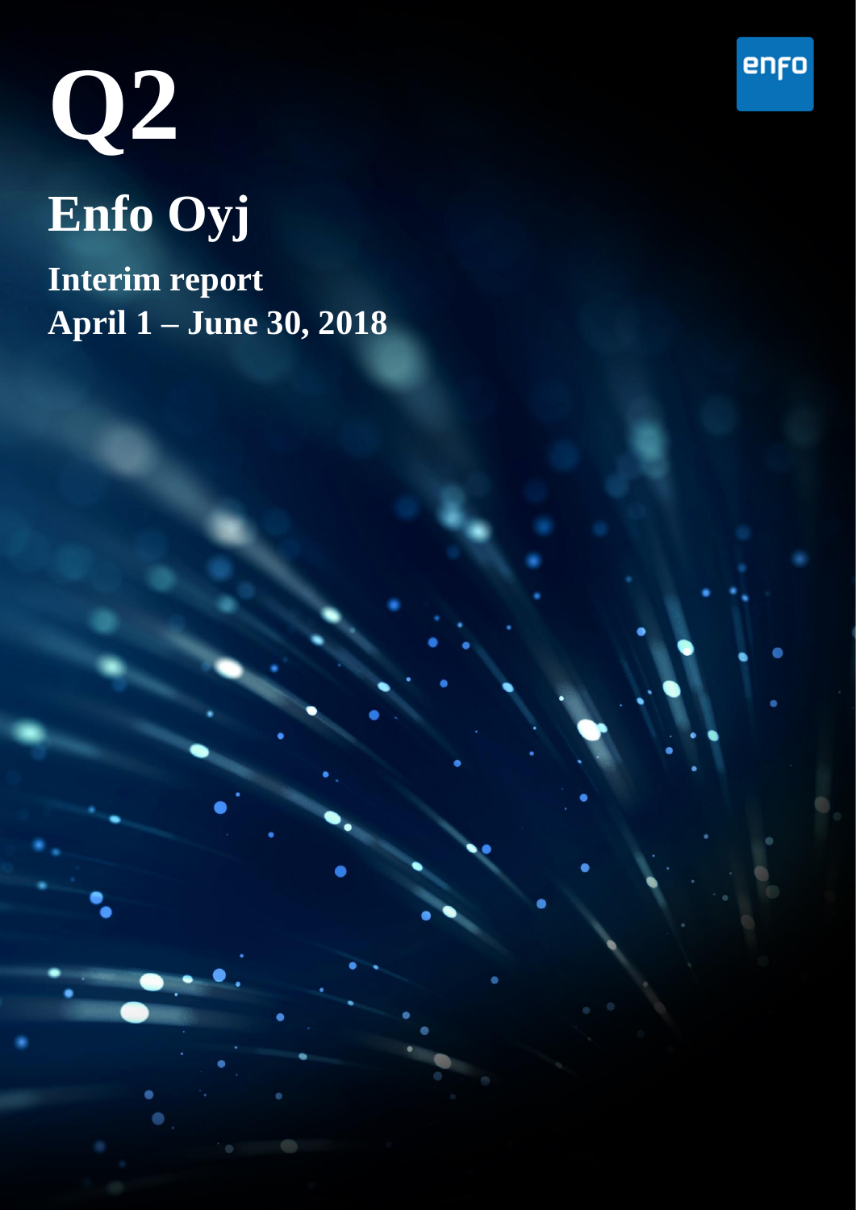# Q2

# Enfo Oyj

## Interim report
## April 1 – June 30, 2018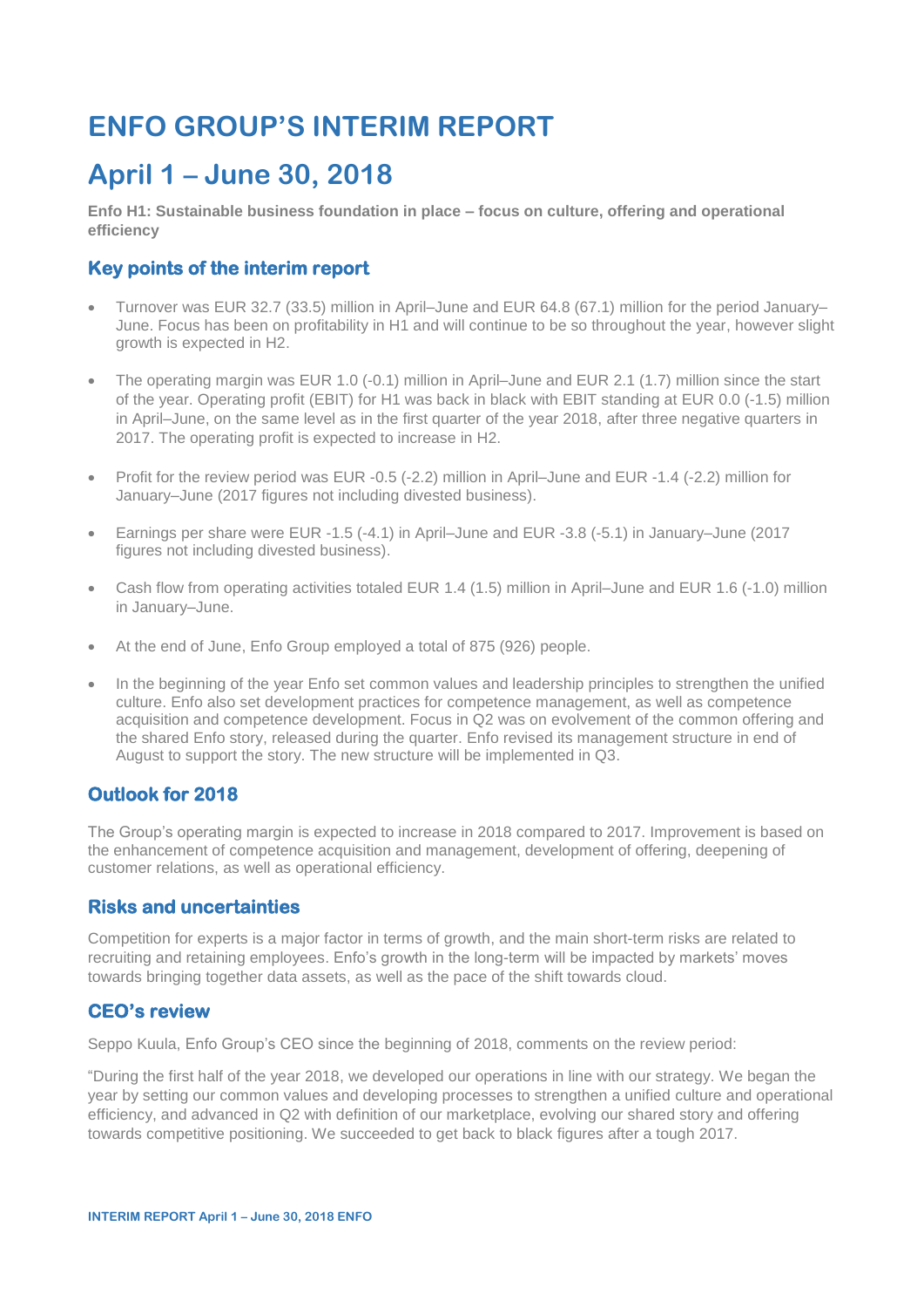# ENFO GROUP'S INTERIM REPORT

# April 1 – June 30, 2018

**Enfo H1: Sustainable business foundation in place – focus on culture, offering and operational efficiency**

## Key points of the interim report

- Turnover was EUR 32.7 (33.5) million in April–June and EUR 64.8 (67.1) million for the period January–June. Focus has been on profitability in H1 and will continue to be so throughout the year, however slight growth is expected in H2.
- The operating margin was EUR 1.0 (-0.1) million in April–June and EUR 2.1 (1.7) million since the start of the year. Operating profit (EBIT) for H1 was back in black with EBIT standing at EUR 0.0 (-1.5) million in April–June, on the same level as in the first quarter of the year 2018, after three negative quarters in 2017. The operating profit is expected to increase in H2.
- Profit for the review period was EUR -0.5 (-2.2) million in April–June and EUR -1.4 (-2.2) million for January–June (2017 figures not including divested business).
- Earnings per share were EUR -1.5 (-4.1) in April–June and EUR -3.8 (-5.1) in January–June (2017 figures not including divested business).
- Cash flow from operating activities totaled EUR 1.4 (1.5) million in April–June and EUR 1.6 (-1.0) million in January–June.
- At the end of June, Enfo Group employed a total of 875 (926) people.
- In the beginning of the year Enfo set common values and leadership principles to strengthen the unified culture. Enfo also set development practices for competence management, as well as competence acquisition and competence development. Focus in Q2 was on evolvement of the common offering and the shared Enfo story, released during the quarter. Enfo revised its management structure in end of August to support the story. The new structure will be implemented in Q3.

## Outlook for 2018

The Group's operating margin is expected to increase in 2018 compared to 2017. Improvement is based on the enhancement of competence acquisition and management, development of offering, deepening of customer relations, as well as operational efficiency.

## Risks and uncertainties

Competition for experts is a major factor in terms of growth, and the main short-term risks are related to recruiting and retaining employees. Enfo's growth in the long-term will be impacted by markets' moves towards bringing together data assets, as well as the pace of the shift towards cloud.

## CEO's review

Seppo Kuula, Enfo Group's CEO since the beginning of 2018, comments on the review period:

"During the first half of the year 2018, we developed our operations in line with our strategy. We began the year by setting our common values and developing processes to strengthen a unified culture and operational efficiency, and advanced in Q2 with definition of our marketplace, evolving our shared story and offering towards competitive positioning. We succeeded to get back to black figures after a tough 2017.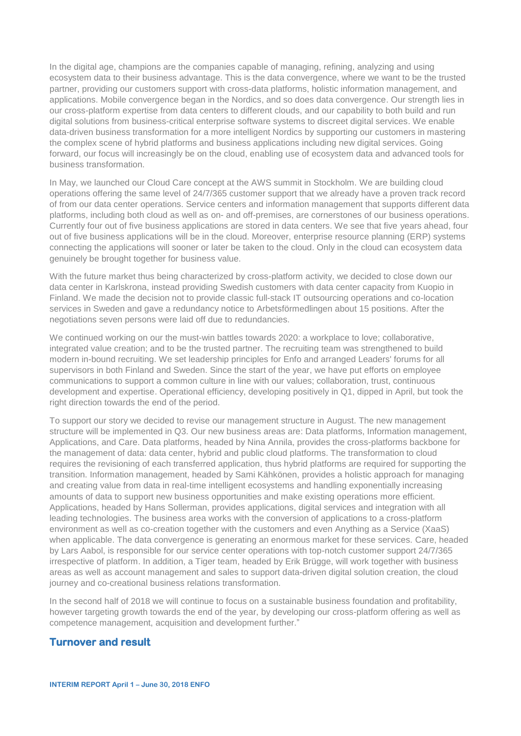In the digital age, champions are the companies capable of managing, refining, analyzing and using ecosystem data to their business advantage. This is the data convergence, where we want to be the trusted partner, providing our customers support with cross-data platforms, holistic information management, and applications. Mobile convergence began in the Nordics, and so does data convergence. Our strength lies in our cross-platform expertise from data centers to different clouds, and our capability to both build and run digital solutions from business-critical enterprise software systems to discreet digital services. We enable data-driven business transformation for a more intelligent Nordics by supporting our customers in mastering the complex scene of hybrid platforms and business applications including new digital services. Going forward, our focus will increasingly be on the cloud, enabling use of ecosystem data and advanced tools for business transformation.

In May, we launched our Cloud Care concept at the AWS summit in Stockholm. We are building cloud operations offering the same level of 24/7/365 customer support that we already have a proven track record of from our data center operations. Service centers and information management that supports different data platforms, including both cloud as well as on- and off-premises, are cornerstones of our business operations. Currently four out of five business applications are stored in data centers. We see that five years ahead, four out of five business applications will be in the cloud. Moreover, enterprise resource planning (ERP) systems connecting the applications will sooner or later be taken to the cloud. Only in the cloud can ecosystem data genuinely be brought together for business value.

With the future market thus being characterized by cross-platform activity, we decided to close down our data center in Karlskrona, instead providing Swedish customers with data center capacity from Kuopio in Finland. We made the decision not to provide classic full-stack IT outsourcing operations and co-location services in Sweden and gave a redundancy notice to Arbetsförmedlingen about 15 positions. After the negotiations seven persons were laid off due to redundancies.

We continued working on our the must-win battles towards 2020: a workplace to love; collaborative, integrated value creation; and to be the trusted partner. The recruiting team was strengthened to build modern in-bound recruiting. We set leadership principles for Enfo and arranged Leaders' forums for all supervisors in both Finland and Sweden. Since the start of the year, we have put efforts on employee communications to support a common culture in line with our values; collaboration, trust, continuous development and expertise. Operational efficiency, developing positively in Q1, dipped in April, but took the right direction towards the end of the period.

To support our story we decided to revise our management structure in August. The new management structure will be implemented in Q3. Our new business areas are: Data platforms, Information management, Applications, and Care. Data platforms, headed by Nina Annila, provides the cross-platforms backbone for the management of data: data center, hybrid and public cloud platforms. The transformation to cloud requires the revisioning of each transferred application, thus hybrid platforms are required for supporting the transition. Information management, headed by Sami Kähkönen, provides a holistic approach for managing and creating value from data in real-time intelligent ecosystems and handling exponentially increasing amounts of data to support new business opportunities and make existing operations more efficient. Applications, headed by Hans Sollerman, provides applications, digital services and integration with all leading technologies. The business area works with the conversion of applications to a cross-platform environment as well as co-creation together with the customers and even Anything as a Service (XaaS) when applicable. The data convergence is generating an enormous market for these services. Care, headed by Lars Aabol, is responsible for our service center operations with top-notch customer support 24/7/365 irrespective of platform. In addition, a Tiger team, headed by Erik Brügge, will work together with business areas as well as account management and sales to support data-driven digital solution creation, the cloud journey and co-creational business relations transformation.

In the second half of 2018 we will continue to focus on a sustainable business foundation and profitability, however targeting growth towards the end of the year, by developing our cross-platform offering as well as competence management, acquisition and development further."

## Turnover and result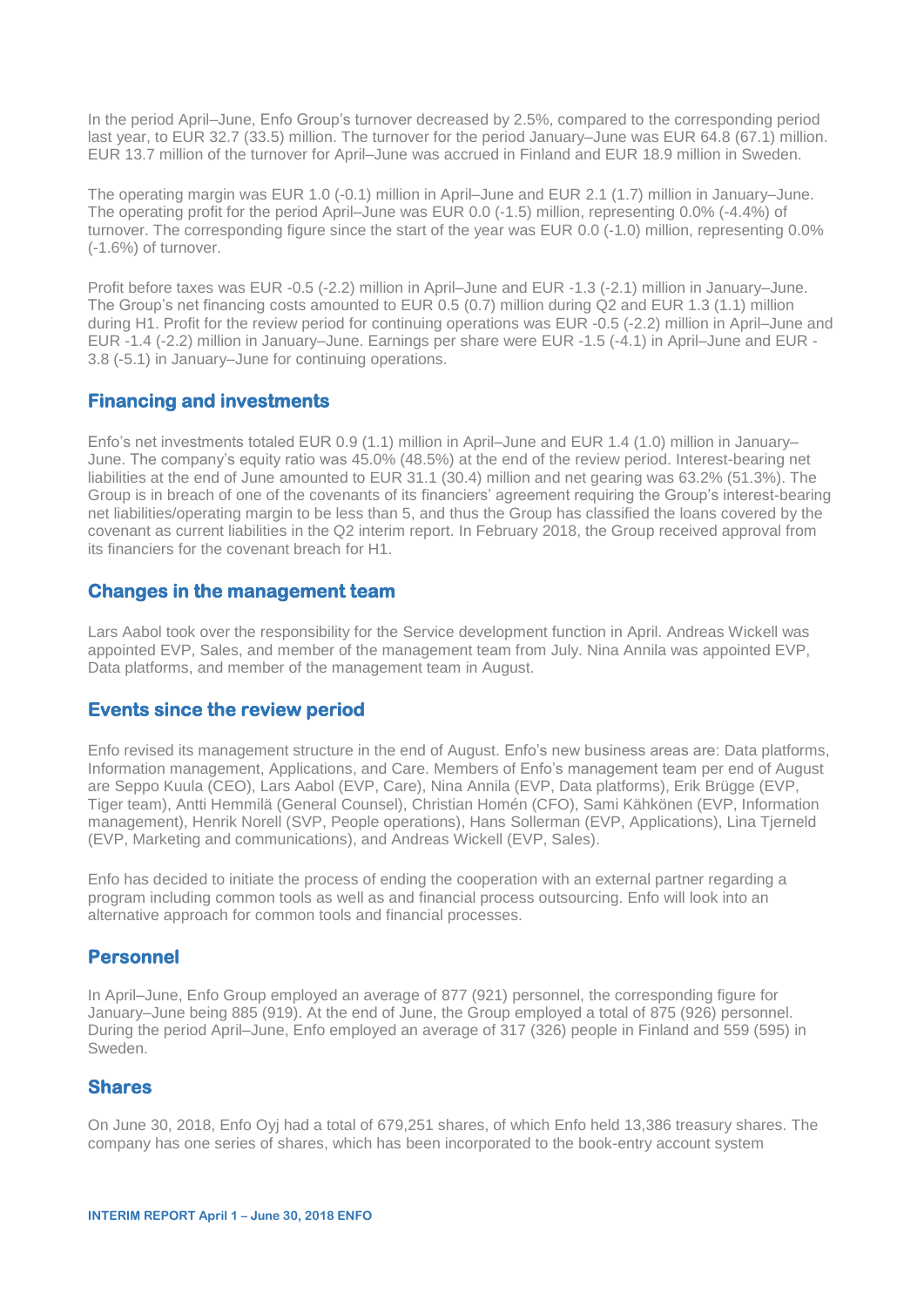In the period April–June, Enfo Group's turnover decreased by 2.5%, compared to the corresponding period last year, to EUR 32.7 (33.5) million. The turnover for the period January–June was EUR 64.8 (67.1) million. EUR 13.7 million of the turnover for April–June was accrued in Finland and EUR 18.9 million in Sweden.

The operating margin was EUR 1.0 (-0.1) million in April–June and EUR 2.1 (1.7) million in January–June. The operating profit for the period April–June was EUR 0.0 (-1.5) million, representing 0.0% (-4.4%) of turnover. The corresponding figure since the start of the year was EUR 0.0 (-1.0) million, representing 0.0% (-1.6%) of turnover.

Profit before taxes was EUR -0.5 (-2.2) million in April–June and EUR -1.3 (-2.1) million in January–June. The Group's net financing costs amounted to EUR 0.5 (0.7) million during Q2 and EUR 1.3 (1.1) million during H1. Profit for the review period for continuing operations was EUR -0.5 (-2.2) million in April–June and EUR -1.4 (-2.2) million in January–June. Earnings per share were EUR -1.5 (-4.1) in April–June and EUR -3.8 (-5.1) in January–June for continuing operations.

## Financing and investments

Enfo's net investments totaled EUR 0.9 (1.1) million in April–June and EUR 1.4 (1.0) million in January–June. The company's equity ratio was 45.0% (48.5%) at the end of the review period. Interest-bearing net liabilities at the end of June amounted to EUR 31.1 (30.4) million and net gearing was 63.2% (51.3%). The Group is in breach of one of the covenants of its financiers' agreement requiring the Group's interest-bearing net liabilities/operating margin to be less than 5, and thus the Group has classified the loans covered by the covenant as current liabilities in the Q2 interim report. In February 2018, the Group received approval from its financiers for the covenant breach for H1.

## Changes in the management team

Lars Aabol took over the responsibility for the Service development function in April. Andreas Wickell was appointed EVP, Sales, and member of the management team from July. Nina Annila was appointed EVP, Data platforms, and member of the management team in August.

## Events since the review period

Enfo revised its management structure in the end of August. Enfo's new business areas are: Data platforms, Information management, Applications, and Care. Members of Enfo's management team per end of August are Seppo Kuula (CEO), Lars Aabol (EVP, Care), Nina Annila (EVP, Data platforms), Erik Brügge (EVP, Tiger team), Antti Hemmilä (General Counsel), Christian Homén (CFO), Sami Kähkönen (EVP, Information management), Henrik Norell (SVP, People operations), Hans Sollerman (EVP, Applications), Lina Tjerneld (EVP, Marketing and communications), and Andreas Wickell (EVP, Sales).

Enfo has decided to initiate the process of ending the cooperation with an external partner regarding a program including common tools as well as and financial process outsourcing. Enfo will look into an alternative approach for common tools and financial processes.

## Personnel

In April–June, Enfo Group employed an average of 877 (921) personnel, the corresponding figure for January–June being 885 (919). At the end of June, the Group employed a total of 875 (926) personnel. During the period April–June, Enfo employed an average of 317 (326) people in Finland and 559 (595) in Sweden.

## Shares

On June 30, 2018, Enfo Oyj had a total of 679,251 shares, of which Enfo held 13,386 treasury shares. The company has one series of shares, which has been incorporated to the book-entry account system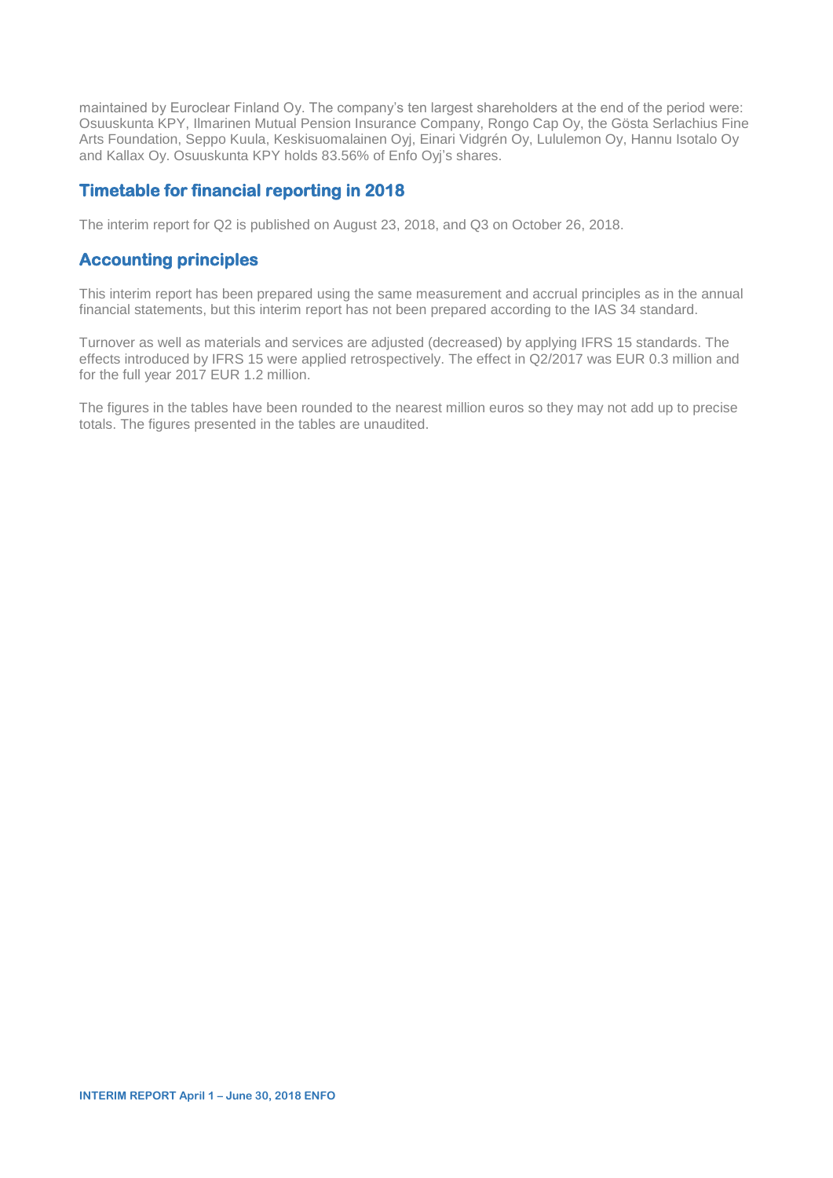maintained by Euroclear Finland Oy. The company's ten largest shareholders at the end of the period were: Osuuskunta KPY, Ilmarinen Mutual Pension Insurance Company, Rongo Cap Oy, the Gösta Serlachius Fine Arts Foundation, Seppo Kuula, Keskisuomalainen Oyj, Einari Vidgrén Oy, Lululemon Oy, Hannu Isotalo Oy and Kallax Oy. Osuuskunta KPY holds 83.56% of Enfo Oyj's shares.

## Timetable for financial reporting in 2018

The interim report for Q2 is published on August 23, 2018, and Q3 on October 26, 2018.

## Accounting principles

This interim report has been prepared using the same measurement and accrual principles as in the annual financial statements, but this interim report has not been prepared according to the IAS 34 standard.

Turnover as well as materials and services are adjusted (decreased) by applying IFRS 15 standards. The effects introduced by IFRS 15 were applied retrospectively. The effect in Q2/2017 was EUR 0.3 million and for the full year 2017 EUR 1.2 million.

The figures in the tables have been rounded to the nearest million euros so they may not add up to precise totals. The figures presented in the tables are unaudited.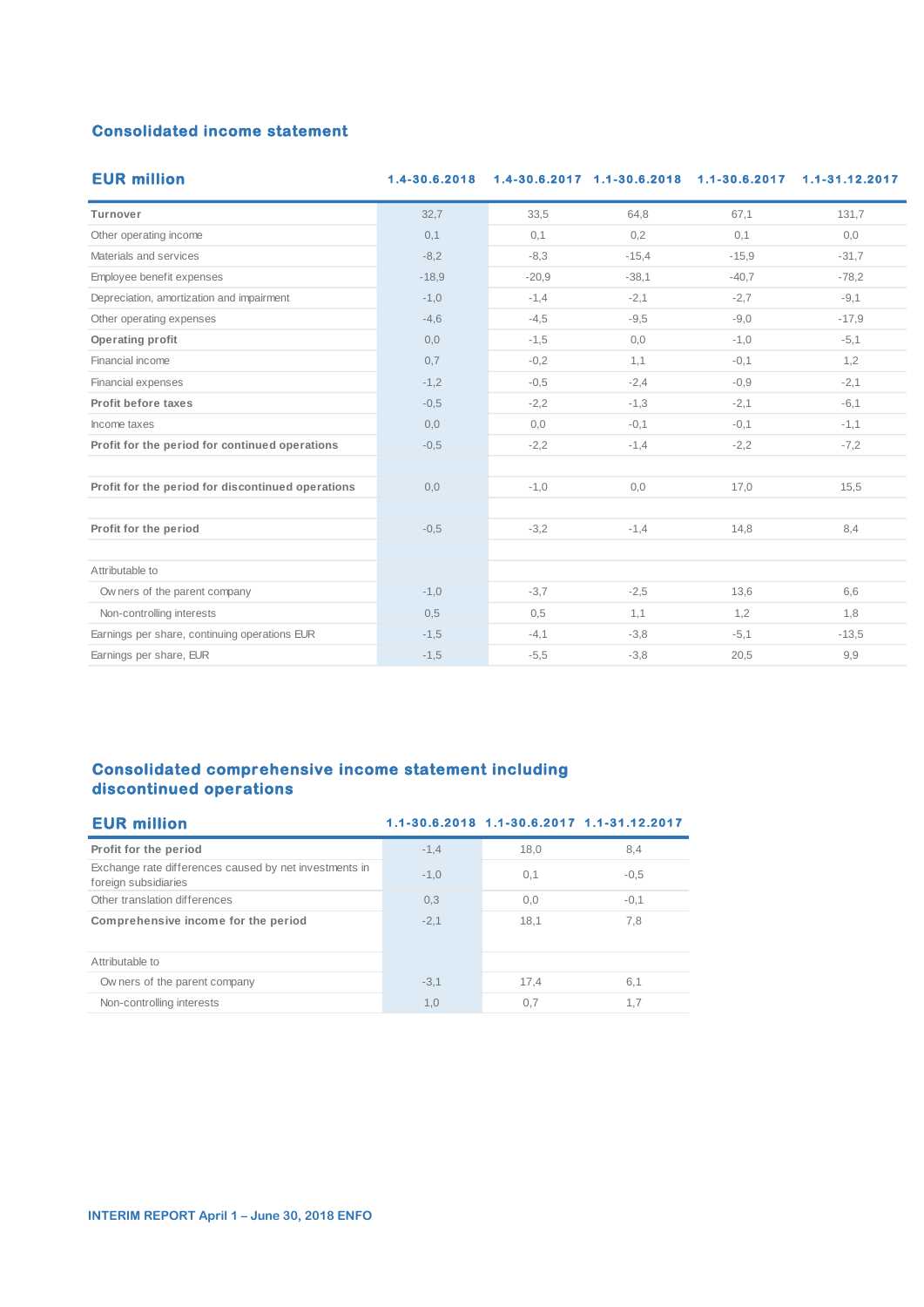## Consolidated income statement

| EUR million | 1.4-30.6.2018 | 1.4-30.6.2017 | 1.1-30.6.2018 | 1.1-30.6.2017 | 1.1-31.12.2017 |
|---|---|---|---|---|---|
| **Turnover** | 32,7 | 33,5 | 64,8 | 67,1 | 131,7 |
| Other operating income | 0,1 | 0,1 | 0,2 | 0,1 | 0,0 |
| Materials and services | -8,2 | -8,3 | -15,4 | -15,9 | -31,7 |
| Employee benefit expenses | -18,9 | -20,9 | -38,1 | -40,7 | -78,2 |
| Depreciation, amortization and impairment | -1,0 | -1,4 | -2,1 | -2,7 | -9,1 |
| Other operating expenses | -4,6 | -4,5 | -9,5 | -9,0 | -17,9 |
| **Operating profit** | 0,0 | -1,5 | 0,0 | -1,0 | -5,1 |
| Financial income | 0,7 | -0,2 | 1,1 | -0,1 | 1,2 |
| Financial expenses | -1,2 | -0,5 | -2,4 | -0,9 | -2,1 |
| **Profit before taxes** | -0,5 | -2,2 | -1,3 | -2,1 | -6,1 |
| Income taxes | 0,0 | 0,0 | -0,1 | -0,1 | -1,1 |
| **Profit for the period for continued operations** | -0,5 | -2,2 | -1,4 | -2,2 | -7,2 |
| | | | | | |
| **Profit for the period for discontinued operations** | 0,0 | -1,0 | 0,0 | 17,0 | 15,5 |
| | | | | | |
| **Profit for the period** | -0,5 | -3,2 | -1,4 | 14,8 | 8,4 |
| | | | | | |
| Attributable to | | | | | |
| Owners of the parent company | -1,0 | -3,7 | -2,5 | 13,6 | 6,6 |
| Non-controlling interests | 0,5 | 0,5 | 1,1 | 1,2 | 1,8 |
| Earnings per share, continuing operations EUR | -1,5 | -4,1 | -3,8 | -5,1 | -13,5 |
| Earnings per share, EUR | -1,5 | -5,5 | -3,8 | 20,5 | 9,9 |

## Consolidated comprehensive income statement including discontinued operations

| EUR million | 1.1-30.6.2018 | 1.1-30.6.2017 | 1.1-31.12.2017 |
|---|---|---|---|
| **Profit for the period** | -1,4 | 18,0 | 8,4 |
| Exchange rate differences caused by net investments in foreign subsidiaries | -1,0 | 0,1 | -0,5 |
| Other translation differences | 0,3 | 0,0 | -0,1 |
| **Comprehensive income for the period** | -2,1 | 18,1 | 7,8 |
| | | | |
| Attributable to | | | |
| Owners of the parent company | -3,1 | 17,4 | 6,1 |
| Non-controlling interests | 1,0 | 0,7 | 1,7 |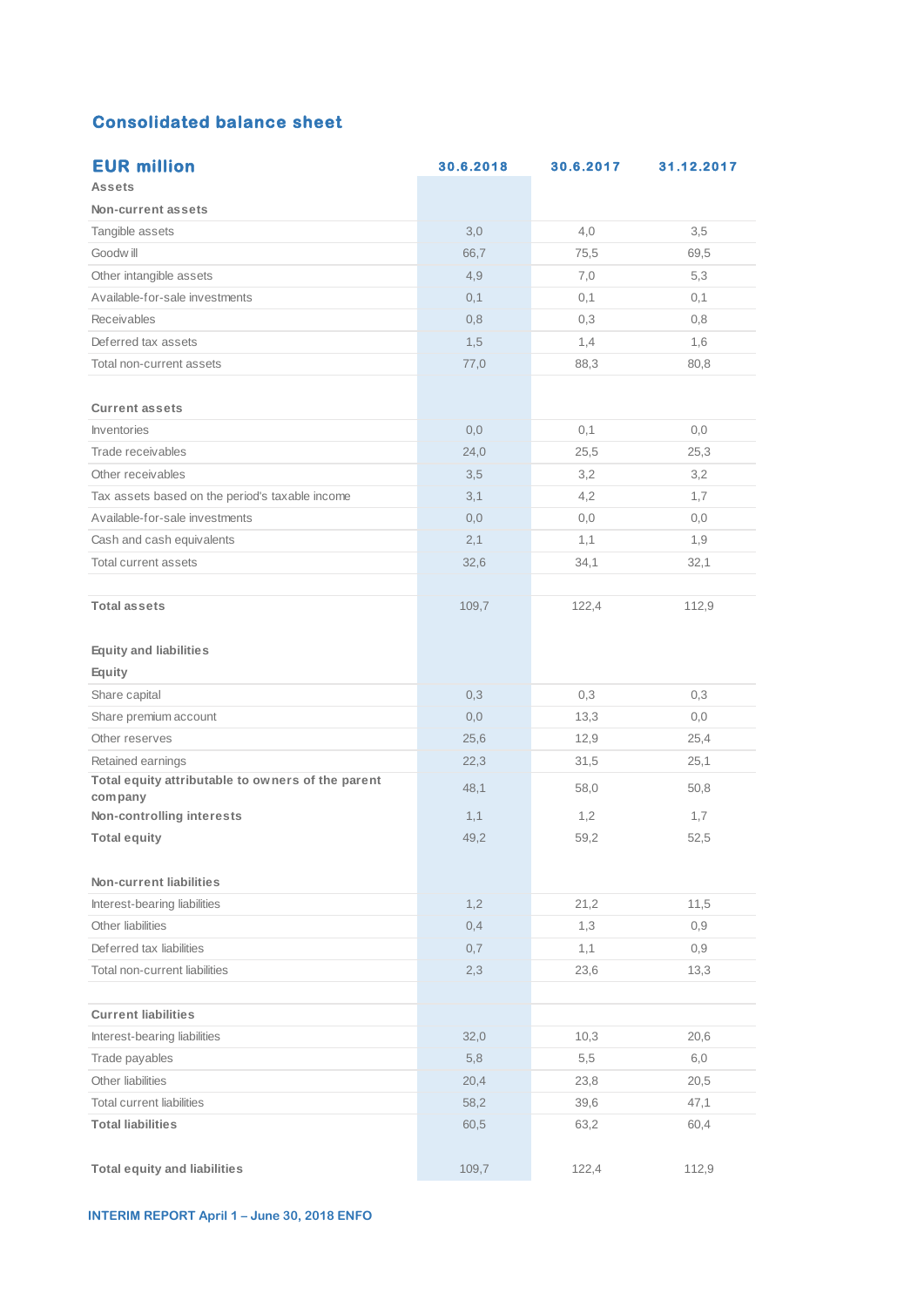## Consolidated balance sheet

| EUR million | 30.6.2018 | 30.6.2017 | 31.12.2017 |
|---|---|---|---|
| **Assets** | | | |
| **Non-current assets** | | | |
| Tangible assets | 3,0 | 4,0 | 3,5 |
| Goodwill | 66,7 | 75,5 | 69,5 |
| Other intangible assets | 4,9 | 7,0 | 5,3 |
| Available-for-sale investments | 0,1 | 0,1 | 0,1 |
| Receivables | 0,8 | 0,3 | 0,8 |
| Deferred tax assets | 1,5 | 1,4 | 1,6 |
| Total non-current assets | 77,0 | 88,3 | 80,8 |
| | | | |
| **Current assets** | | | |
| Inventories | 0,0 | 0,1 | 0,0 |
| Trade receivables | 24,0 | 25,5 | 25,3 |
| Other receivables | 3,5 | 3,2 | 3,2 |
| Tax assets based on the period's taxable income | 3,1 | 4,2 | 1,7 |
| Available-for-sale investments | 0,0 | 0,0 | 0,0 |
| Cash and cash equivalents | 2,1 | 1,1 | 1,9 |
| Total current assets | 32,6 | 34,1 | 32,1 |
| | | | |
| **Total assets** | 109,7 | 122,4 | 112,9 |
| | | | |
| **Equity and liabilities** | | | |
| **Equity** | | | |
| Share capital | 0,3 | 0,3 | 0,3 |
| Share premium account | 0,0 | 13,3 | 0,0 |
| Other reserves | 25,6 | 12,9 | 25,4 |
| Retained earnings | 22,3 | 31,5 | 25,1 |
| **Total equity attributable to owners of the parent company** | 48,1 | 58,0 | 50,8 |
| **Non-controlling interests** | 1,1 | 1,2 | 1,7 |
| **Total equity** | 49,2 | 59,2 | 52,5 |
| | | | |
| **Non-current liabilities** | | | |
| Interest-bearing liabilities | 1,2 | 21,2 | 11,5 |
| Other liabilities | 0,4 | 1,3 | 0,9 |
| Deferred tax liabilities | 0,7 | 1,1 | 0,9 |
| Total non-current liabilities | 2,3 | 23,6 | 13,3 |
| | | | |
| **Current liabilities** | | | |
| Interest-bearing liabilities | 32,0 | 10,3 | 20,6 |
| Trade payables | 5,8 | 5,5 | 6,0 |
| Other liabilities | 20,4 | 23,8 | 20,5 |
| Total current liabilities | 58,2 | 39,6 | 47,1 |
| **Total liabilities** | 60,5 | 63,2 | 60,4 |
| | | | |
| **Total equity and liabilities** | 109,7 | 122,4 | 112,9 |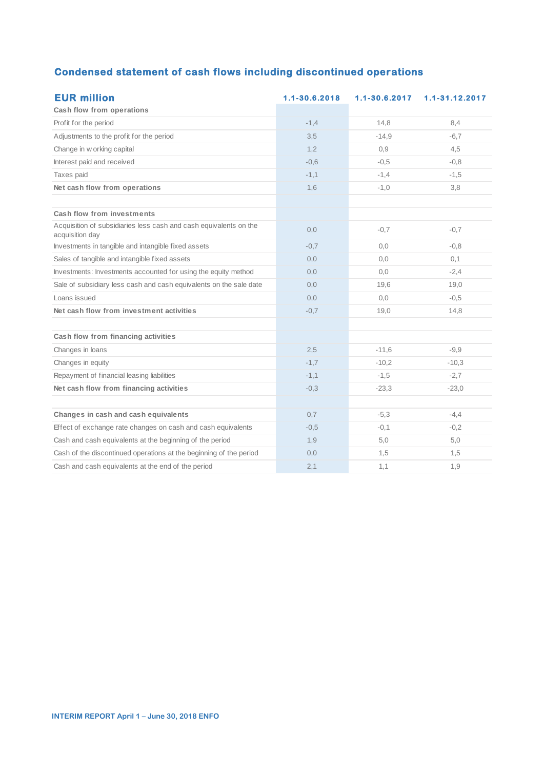## Condensed statement of cash flows including discontinued operations

| EUR million | 1.1-30.6.2018 | 1.1-30.6.2017 | 1.1-31.12.2017 |
|---|---|---|---|
| **Cash flow from operations** | | | |
| Profit for the period | -1,4 | 14,8 | 8,4 |
| Adjustments to the profit for the period | 3,5 | -14,9 | -6,7 |
| Change in working capital | 1,2 | 0,9 | 4,5 |
| Interest paid and received | -0,6 | -0,5 | -0,8 |
| Taxes paid | -1,1 | -1,4 | -1,5 |
| **Net cash flow from operations** | 1,6 | -1,0 | 3,8 |
| | | | |
| **Cash flow from investments** | | | |
| Acquisition of subsidiaries less cash and cash equivalents on the acquisition day | 0,0 | -0,7 | -0,7 |
| Investments in tangible and intangible fixed assets | -0,7 | 0,0 | -0,8 |
| Sales of tangible and intangible fixed assets | 0,0 | 0,0 | 0,1 |
| Investments: Investments accounted for using the equity method | 0,0 | 0,0 | -2,4 |
| Sale of subsidiary less cash and cash equivalents on the sale date | 0,0 | 19,6 | 19,0 |
| Loans issued | 0,0 | 0,0 | -0,5 |
| **Net cash flow from investment activities** | -0,7 | 19,0 | 14,8 |
| | | | |
| **Cash flow from financing activities** | | | |
| Changes in loans | 2,5 | -11,6 | -9,9 |
| Changes in equity | -1,7 | -10,2 | -10,3 |
| Repayment of financial leasing liabilities | -1,1 | -1,5 | -2,7 |
| **Net cash flow from financing activities** | -0,3 | -23,3 | -23,0 |
| | | | |
| **Changes in cash and cash equivalents** | 0,7 | -5,3 | -4,4 |
| Effect of exchange rate changes on cash and cash equivalents | -0,5 | -0,1 | -0,2 |
| Cash and cash equivalents at the beginning of the period | 1,9 | 5,0 | 5,0 |
| Cash of the discontinued operations at the beginning of the period | 0,0 | 1,5 | 1,5 |
| Cash and cash equivalents at the end of the period | 2,1 | 1,1 | 1,9 |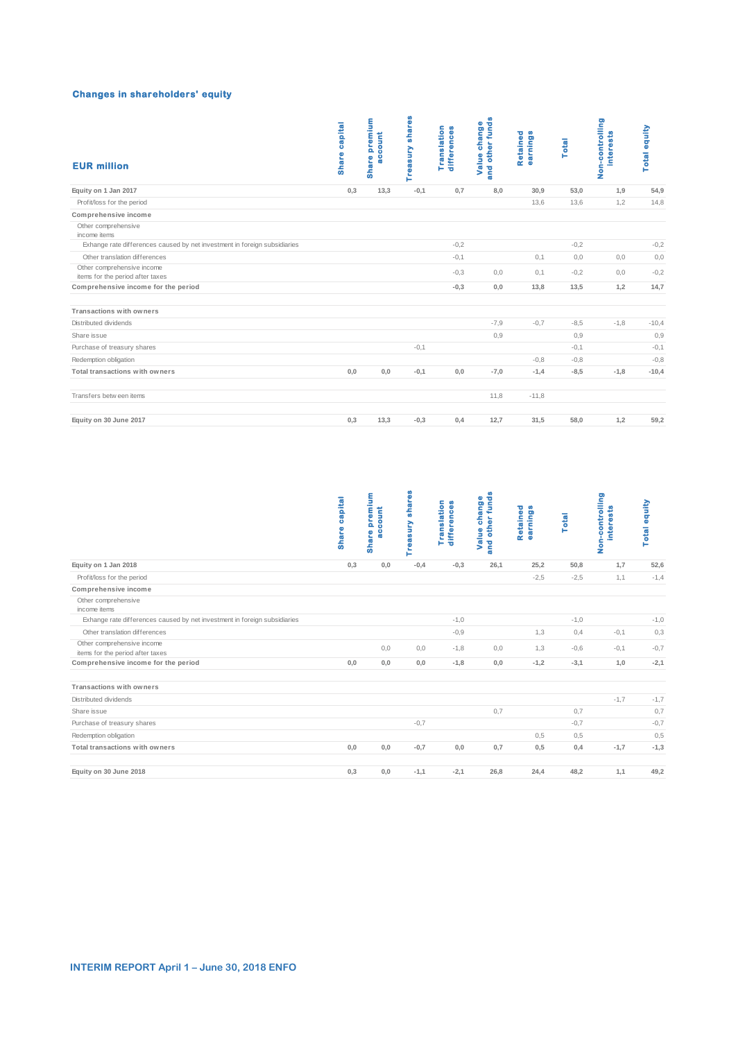## Changes in shareholders' equity

| EUR million | Share capital | Share premium account | Treasury shares | Translation differences | Value change and other funds | Retained earnings | Total | Non-controlling interests | Total equity |
|---|---|---|---|---|---|---|---|---|---|
| **Equity on 1 Jan 2017** | 0,3 | 13,3 | -0,1 | 0,7 | 8,0 | 30,9 | 53,0 | 1,9 | 54,9 |
| Profit/loss for the period | | | | | | 13,6 | 13,6 | 1,2 | 14,8 |
| **Comprehensive income** | | | | | | | | | |
| Other comprehensive income items | | | | | | | | | |
| Exhange rate differences caused by net investment in foreign subsidiaries | | | | -0,2 | | | -0,2 | | -0,2 |
| Other translation differences | | | | -0,1 | | 0,1 | 0,0 | 0,0 | 0,0 |
| Other comprehensive income items for the period after taxes | | | | -0,3 | 0,0 | 0,1 | -0,2 | 0,0 | -0,2 |
| **Comprehensive income for the period** | | | | -0,3 | 0,0 | 13,8 | 13,5 | 1,2 | 14,7 |
| **Transactions with owners** | | | | | | | | | |
| Distributed dividends | | | | | -7,9 | -0,7 | -8,5 | -1,8 | -10,4 |
| Share issue | | | | | 0,9 | | 0,9 | | 0,9 |
| Purchase of treasury shares | | | -0,1 | | | | -0,1 | | -0,1 |
| Redemption obligation | | | | | | -0,8 | -0,8 | | -0,8 |
| **Total transactions with owners** | 0,0 | 0,0 | -0,1 | 0,0 | -7,0 | -1,4 | -8,5 | -1,8 | -10,4 |
| Transfers between items | | | | | 11,8 | -11,8 | | | |
| **Equity on 30 June 2017** | 0,3 | 13,3 | -0,3 | 0,4 | 12,7 | 31,5 | 58,0 | 1,2 | 59,2 |

| | Share capital | Share premium account | Treasury shares | Translation differences | Value change and other funds | Retained earnings | Total | Non-controlling interests | Total equity |
|---|---|---|---|---|---|---|---|---|---|
| **Equity on 1 Jan 2018** | 0,3 | 0,0 | -0,4 | -0,3 | 26,1 | 25,2 | 50,8 | 1,7 | 52,6 |
| Profit/loss for the period | | | | | | -2,5 | -2,5 | 1,1 | -1,4 |
| **Comprehensive income** | | | | | | | | | |
| Other comprehensive income items | | | | | | | | | |
| Exhange rate differences caused by net investment in foreign subsidiaries | | | | -1,0 | | | -1,0 | | -1,0 |
| Other translation differences | | | | -0,9 | | 1,3 | 0,4 | -0,1 | 0,3 |
| Other comprehensive income items for the period after taxes | | 0,0 | 0,0 | -1,8 | 0,0 | 1,3 | -0,6 | -0,1 | -0,7 |
| **Comprehensive income for the period** | 0,0 | 0,0 | 0,0 | -1,8 | 0,0 | -1,2 | -3,1 | 1,0 | -2,1 |
| **Transactions with owners** | | | | | | | | | |
| Distributed dividends | | | | | | | | -1,7 | -1,7 |
| Share issue | | | | | 0,7 | | 0,7 | | 0,7 |
| Purchase of treasury shares | | | -0,7 | | | | -0,7 | | -0,7 |
| Redemption obligation | | | | | | 0,5 | 0,5 | | 0,5 |
| **Total transactions with owners** | 0,0 | 0,0 | -0,7 | 0,0 | 0,7 | 0,5 | 0,4 | -1,7 | -1,3 |
| **Equity on 30 June 2018** | 0,3 | 0,0 | -1,1 | -2,1 | 26,8 | 24,4 | 48,2 | 1,1 | 49,2 |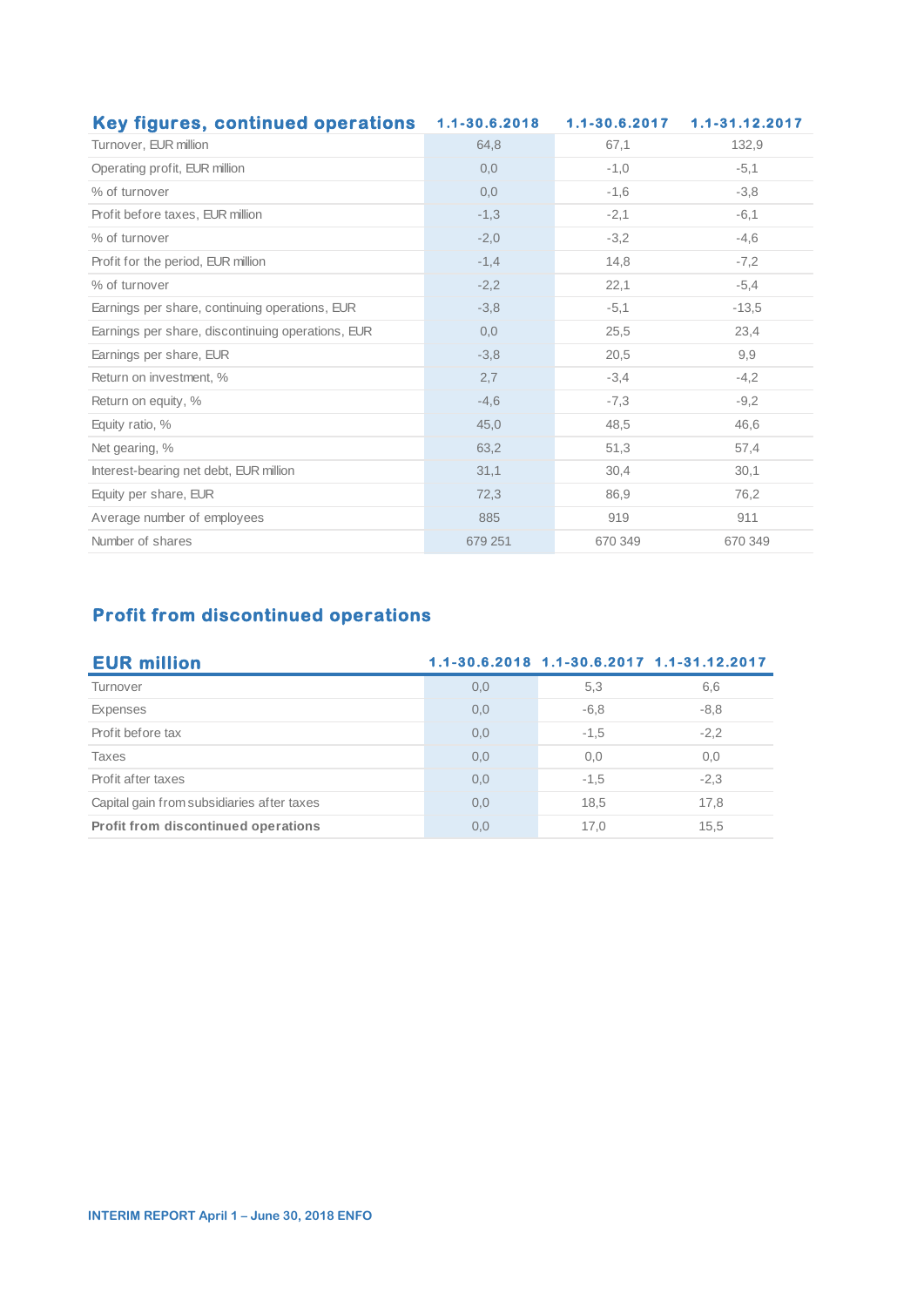| Key figures, continued operations | 1.1-30.6.2018 | 1.1-30.6.2017 | 1.1-31.12.2017 |
|---|---|---|---|
| Turnover, EUR million | 64,8 | 67,1 | 132,9 |
| Operating profit, EUR million | 0,0 | -1,0 | -5,1 |
| % of turnover | 0,0 | -1,6 | -3,8 |
| Profit before taxes, EUR million | -1,3 | -2,1 | -6,1 |
| % of turnover | -2,0 | -3,2 | -4,6 |
| Profit for the period, EUR million | -1,4 | 14,8 | -7,2 |
| % of turnover | -2,2 | 22,1 | -5,4 |
| Earnings per share, continuing operations, EUR | -3,8 | -5,1 | -13,5 |
| Earnings per share, discontinuing operations, EUR | 0,0 | 25,5 | 23,4 |
| Earnings per share, EUR | -3,8 | 20,5 | 9,9 |
| Return on investment, % | 2,7 | -3,4 | -4,2 |
| Return on equity, % | -4,6 | -7,3 | -9,2 |
| Equity ratio, % | 45,0 | 48,5 | 46,6 |
| Net gearing, % | 63,2 | 51,3 | 57,4 |
| Interest-bearing net debt, EUR million | 31,1 | 30,4 | 30,1 |
| Equity per share, EUR | 72,3 | 86,9 | 76,2 |
| Average number of employees | 885 | 919 | 911 |
| Number of shares | 679 251 | 670 349 | 670 349 |

## Profit from discontinued operations

| EUR million | 1.1-30.6.2018 | 1.1-30.6.2017 | 1.1-31.12.2017 |
|---|---|---|---|
| Turnover | 0,0 | 5,3 | 6,6 |
| Expenses | 0,0 | -6,8 | -8,8 |
| Profit before tax | 0,0 | -1,5 | -2,2 |
| Taxes | 0,0 | 0,0 | 0,0 |
| Profit after taxes | 0,0 | -1,5 | -2,3 |
| Capital gain from subsidiaries after taxes | 0,0 | 18,5 | 17,8 |
| **Profit from discontinued operations** | 0,0 | 17,0 | 15,5 |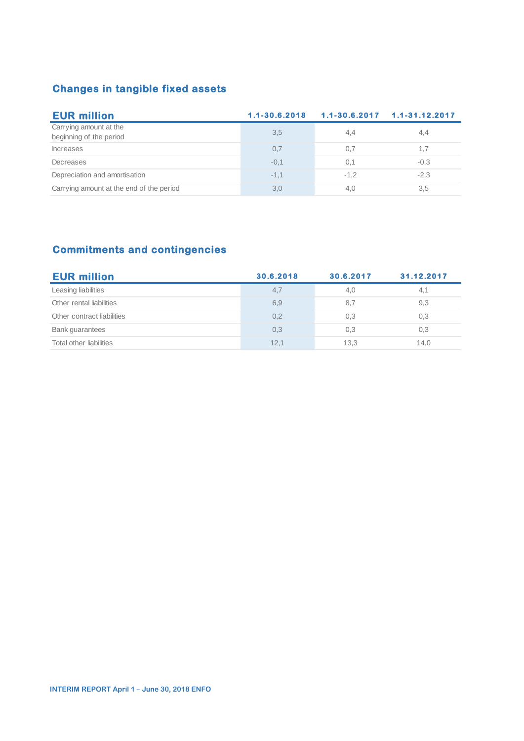## Changes in tangible fixed assets

| EUR million | 1.1-30.6.2018 | 1.1-30.6.2017 | 1.1-31.12.2017 |
|---|---|---|---|
| Carrying amount at the beginning of the period | 3,5 | 4,4 | 4,4 |
| Increases | 0,7 | 0,7 | 1,7 |
| Decreases | -0,1 | 0,1 | -0,3 |
| Depreciation and amortisation | -1,1 | -1,2 | -2,3 |
| Carrying amount at the end of the period | 3,0 | 4,0 | 3,5 |

## Commitments and contingencies

| EUR million | 30.6.2018 | 30.6.2017 | 31.12.2017 |
|---|---|---|---|
| Leasing liabilities | 4,7 | 4,0 | 4,1 |
| Other rental liabilities | 6,9 | 8,7 | 9,3 |
| Other contract liabilities | 0,2 | 0,3 | 0,3 |
| Bank guarantees | 0,3 | 0,3 | 0,3 |
| Total other liabilities | 12,1 | 13,3 | 14,0 |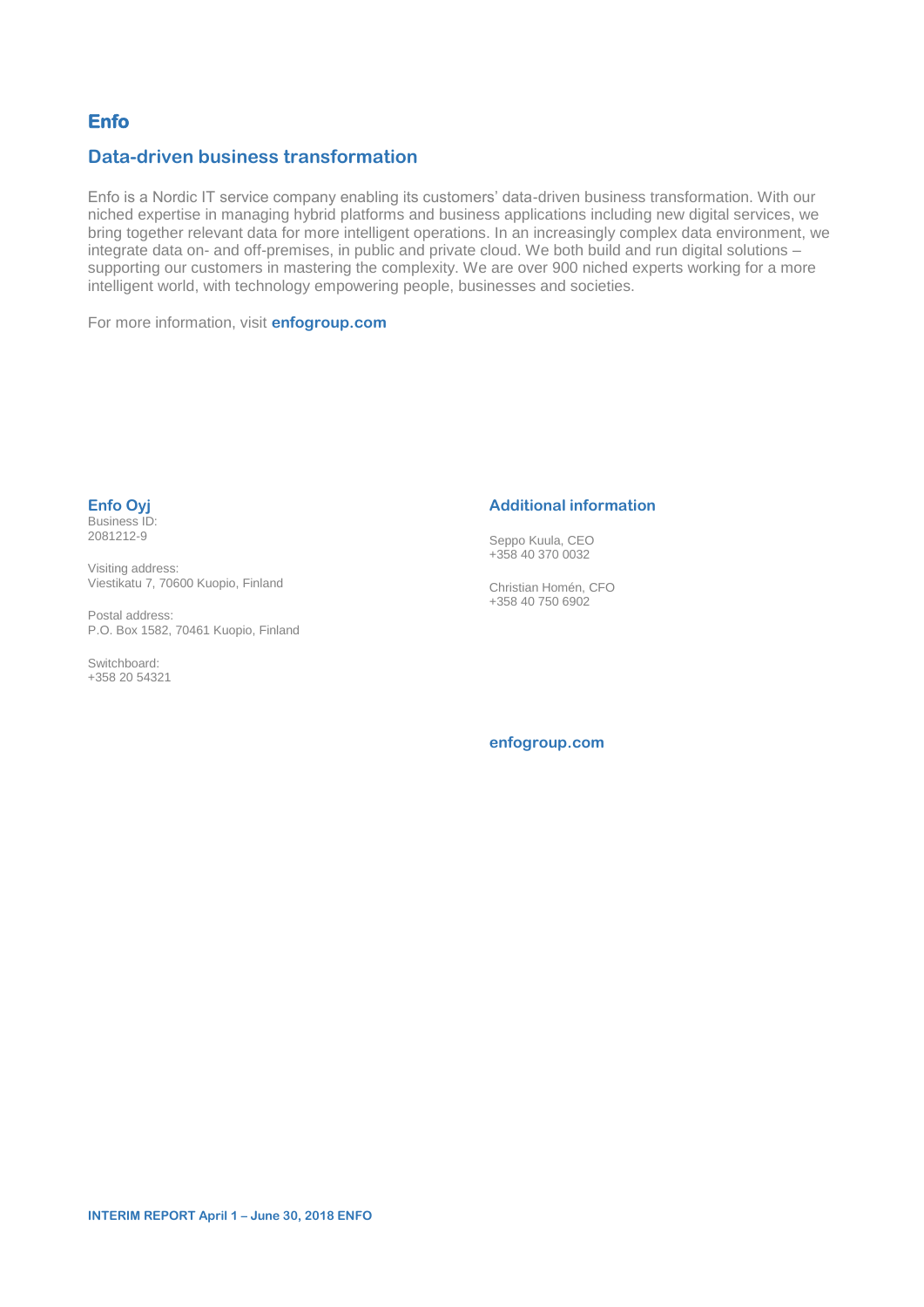# Enfo

## Data-driven business transformation

Enfo is a Nordic IT service company enabling its customers' data-driven business transformation. With our niched expertise in managing hybrid platforms and business applications including new digital services, we bring together relevant data for more intelligent operations. In an increasingly complex data environment, we integrate data on- and off-premises, in public and private cloud. We both build and run digital solutions – supporting our customers in mastering the complexity. We are over 900 niched experts working for a more intelligent world, with technology empowering people, businesses and societies.

For more information, visit **enfogroup.com**

### Enfo Oyj

Business ID:
2081212-9

Visiting address:
Viestikatu 7, 70600 Kuopio, Finland

Postal address:
P.O. Box 1582, 70461 Kuopio, Finland

Switchboard:
+358 20 54321

### Additional information

Seppo Kuula, CEO
+358 40 370 0032

Christian Homén, CFO
+358 40 750 6902

**enfogroup.com**